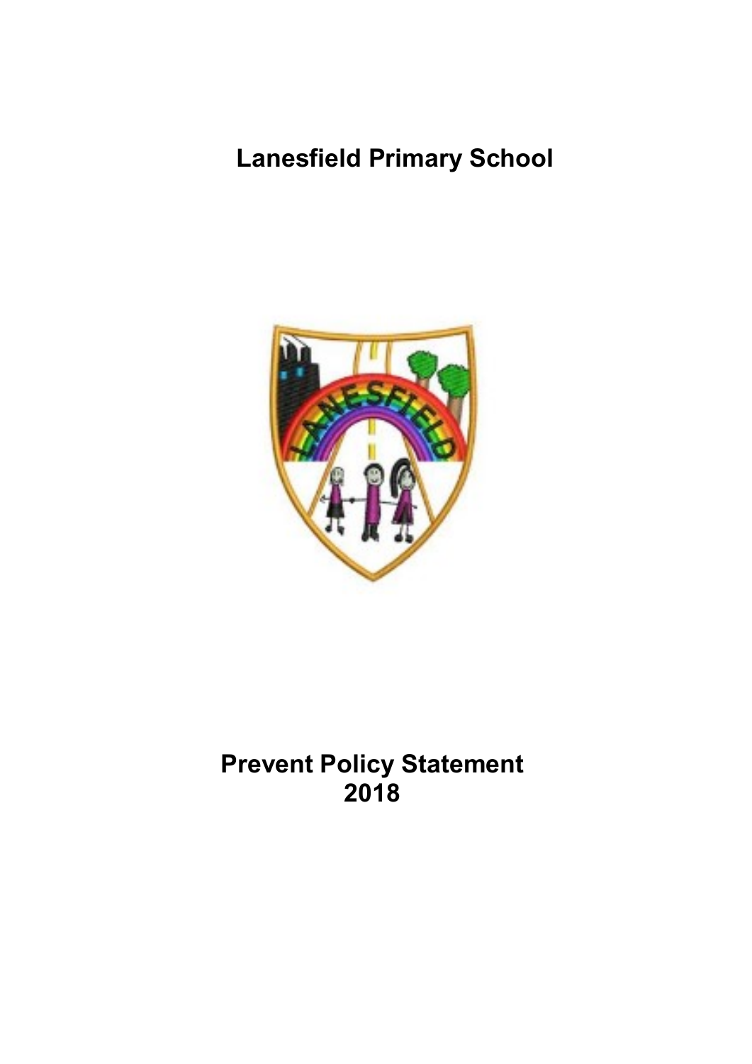# Lanesfield Primary School

# Prevent Policy Statement 2018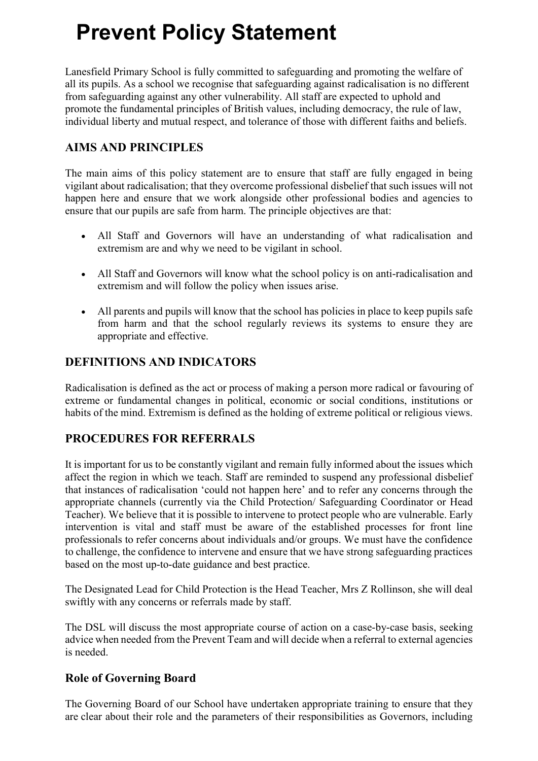# Prevent Policy Statement

Lanesfield Primary School is fully committed to safeguarding and promoting the welfare of all its pupils. As a school we recognise that safeguarding against radicalisation is no different from safeguarding against any other vulnerability. All staff are expected to uphold and promote the fundamental principles of British values, including democracy, the rule of law, individual liberty and mutual respect, and tolerance of those with different faiths and beliefs.

## AIMS AND PRINCIPLES

The main aims of this policy statement are to ensure that staff are fully engaged in being vigilant about radicalisation; that they overcome professional disbelief that such issues will not happen here and ensure that we work alongside other professional bodies and agencies to ensure that our pupils are safe from harm. The principle objectives are that:

- All Staff and Governors will have an understanding of what radicalisation and extremism are and why we need to be vigilant in school.
- All Staff and Governors will know what the school policy is on anti-radicalisation and extremism and will follow the policy when issues arise.
- All parents and pupils will know that the school has policies in place to keep pupils safe from harm and that the school regularly reviews its systems to ensure they are appropriate and effective.

## DEFINITIONS AND INDICATORS

Radicalisation is defined as the act or process of making a person more radical or favouring of extreme or fundamental changes in political, economic or social conditions, institutions or habits of the mind. Extremism is defined as the holding of extreme political or religious views.

## PROCEDURES FOR REFERRALS

It is important for us to be constantly vigilant and remain fully informed about the issues which affect the region in which we teach. Staff are reminded to suspend any professional disbelief that instances of radicalisation 'could not happen here' and to refer any concerns through the appropriate channels (currently via the Child Protection/ Safeguarding Coordinator or Head Teacher). We believe that it is possible to intervene to protect people who are vulnerable. Early intervention is vital and staff must be aware of the established processes for front line professionals to refer concerns about individuals and/or groups. We must have the confidence to challenge, the confidence to intervene and ensure that we have strong safeguarding practices based on the most up-to-date guidance and best practice.

The Designated Lead for Child Protection is the Head Teacher, Mrs Z Rollinson, she will deal swiftly with any concerns or referrals made by staff.

The DSL will discuss the most appropriate course of action on a case-by-case basis, seeking advice when needed from the Prevent Team and will decide when a referral to external agencies is needed.

## Role of Governing Board

The Governing Board of our School have undertaken appropriate training to ensure that they are clear about their role and the parameters of their responsibilities as Governors, including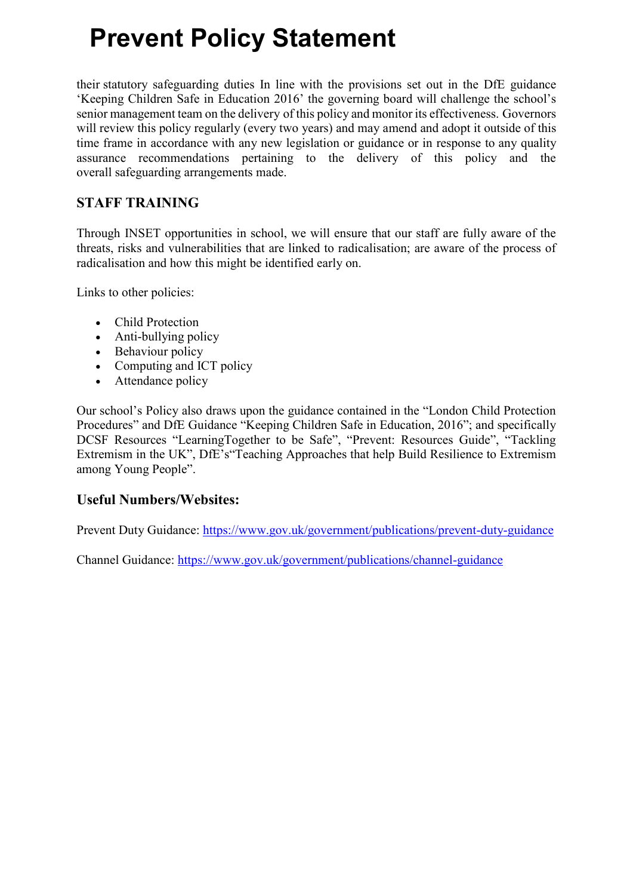their statutory safeguarding duties In line with the provisions set out in the DfE guidance 'Keeping Children Safe in Education 2016' the governing board will challenge the school's senior management team on the delivery of this policy and monitor its effectiveness. Governors will review this policy regularly (every two years) and may amend and adopt it outside of this time frame in accordance with any new legislation or guidance or in response to any quality assurance recommendations pertaining to the delivery of this policy and the overall safeguarding arrangements made.

## STAFF TRAINING

Through INSET opportunities in school, we will ensure that our staff are fully aware of the threats, risks and vulnerabilities that are linked to radicalisation; are aware of the process of radicalisation and how this might be identified early on.

Links to other policies:

- Child Protection
- Anti-bullying policy
- Behaviour policy
- Computing and ICT policy
- Attendance policy

Our school's Policy also draws upon the guidance contained in the "London Child Protection Procedures" and DfE Guidance "Keeping Children Safe in Education, 2016"; and specifically DCSF Resources "LearningTogether to be Safe", "Prevent: Resources Guide", "Tackling Extremism in the UK", DfE's"Teaching Approaches that help Build Resilience to Extremism among Young People".

## Useful Numbers/Websites:

Prevent Duty Guidance: https://www.gov.uk/government/publications/prevent-duty-guidance

Channel Guidance: https://www.gov.uk/government/publications/channel-guidance